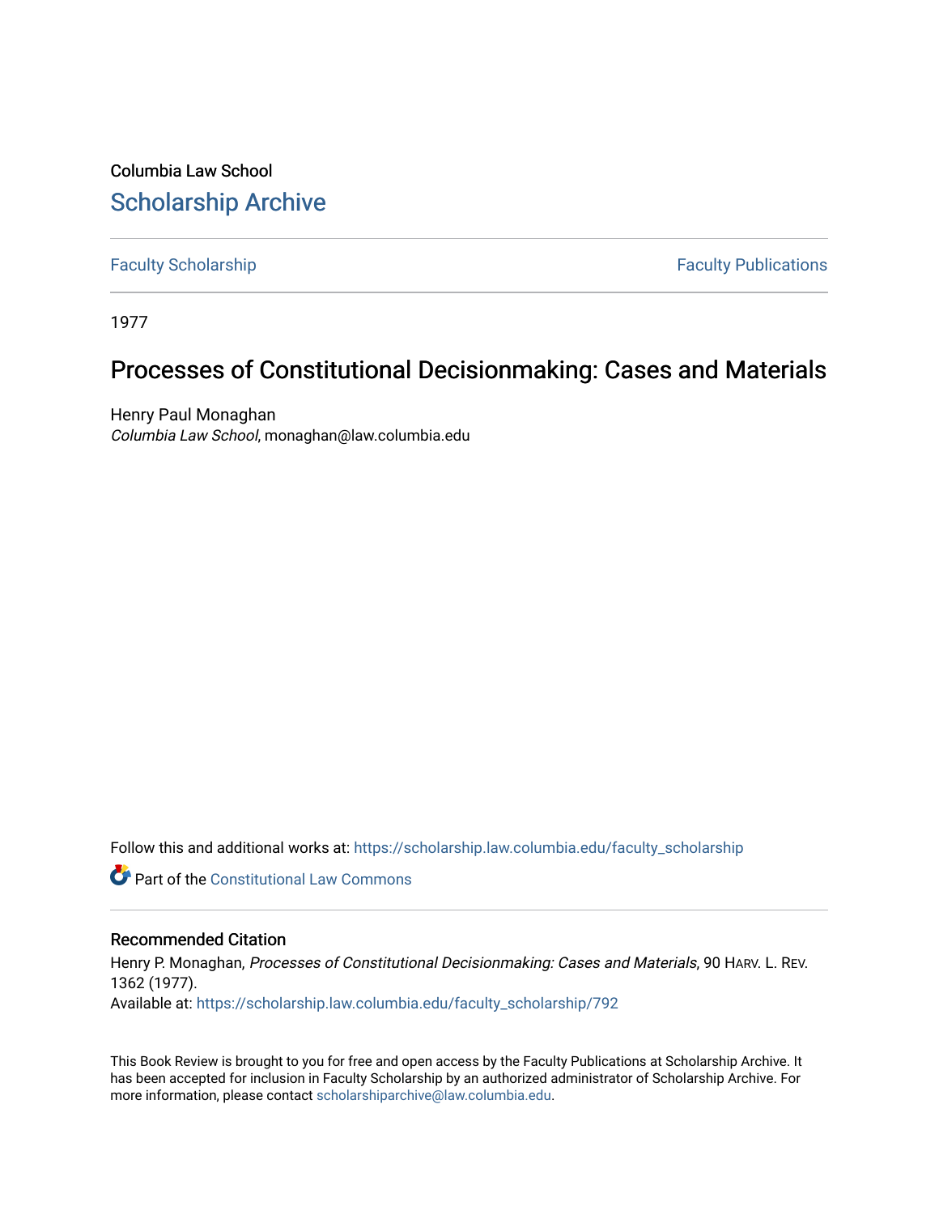Columbia Law School

# Scholarship Archive

Faculty Scholarship | Faculty Publications

1977

# Processes of Constitutional Decisionmaking: Cases and Materials

Henry Paul Monaghan
*Columbia Law School*, monaghan@law.columbia.edu

Follow this and additional works at: https://scholarship.law.columbia.edu/faculty_scholarship

Part of the Constitutional Law Commons

## Recommended Citation

Henry P. Monaghan, *Processes of Constitutional Decisionmaking: Cases and Materials*, 90 HARV. L. REV. 1362 (1977).
Available at: https://scholarship.law.columbia.edu/faculty_scholarship/792

This Book Review is brought to you for free and open access by the Faculty Publications at Scholarship Archive. It has been accepted for inclusion in Faculty Scholarship by an authorized administrator of Scholarship Archive. For more information, please contact scholarshiparchive@law.columbia.edu.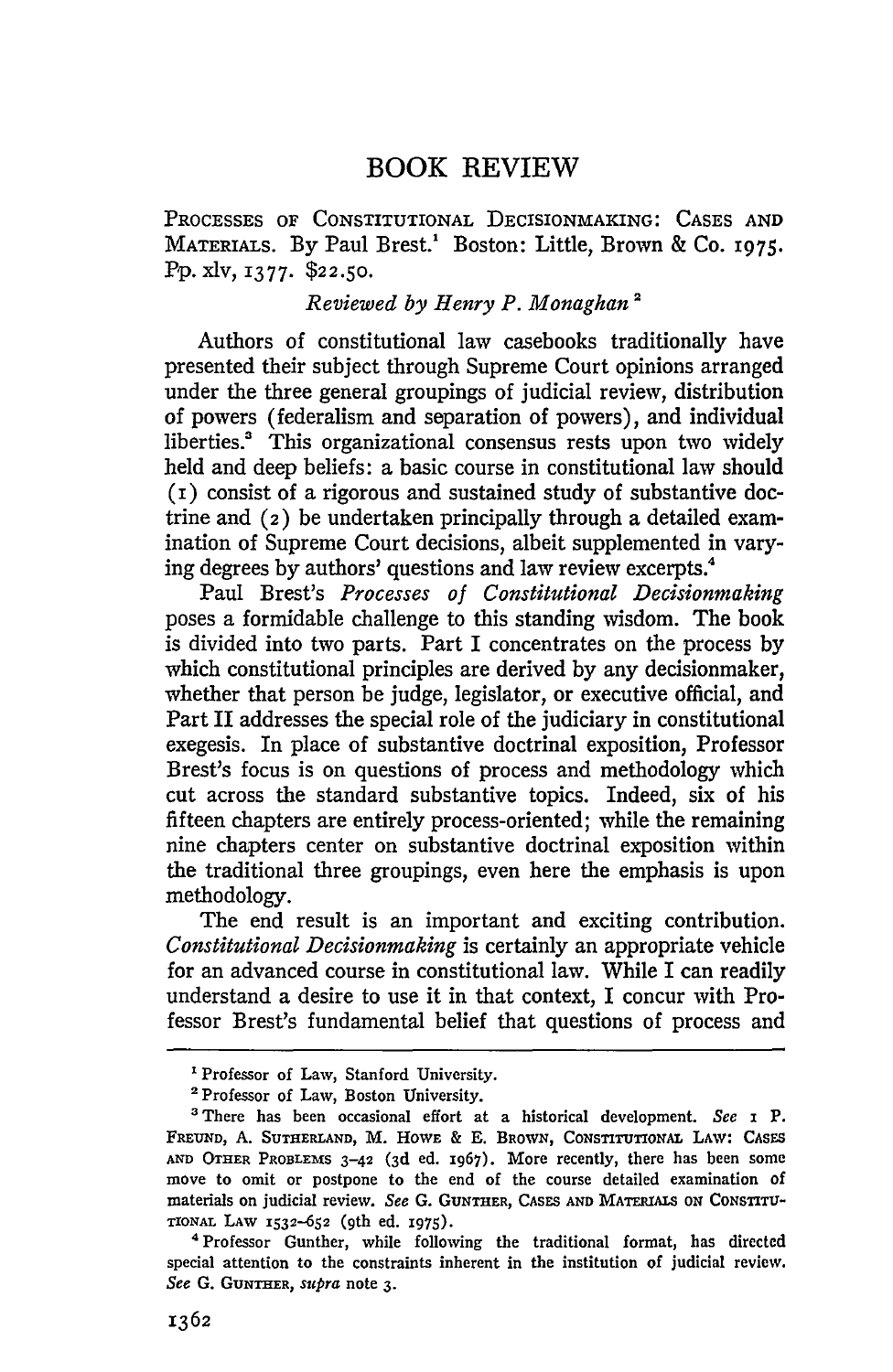# BOOK REVIEW

PROCESSES OF CONSTITUTIONAL DECISIONMAKING: CASES AND MATERIALS. By Paul Brest.[1] Boston: Little, Brown & Co. 1975. Pp. xlv, 1377. $22.50.

*Reviewed by Henry P. Monaghan*[2]

Authors of constitutional law casebooks traditionally have presented their subject through Supreme Court opinions arranged under the three general groupings of judicial review, distribution of powers (federalism and separation of powers), and individual liberties.[3] This organizational consensus rests upon two widely held and deep beliefs: a basic course in constitutional law should (1) consist of a rigorous and sustained study of substantive doctrine and (2) be undertaken principally through a detailed examination of Supreme Court decisions, albeit supplemented in varying degrees by authors' questions and law review excerpts.[4]

Paul Brest's *Processes of Constitutional Decisionmaking* poses a formidable challenge to this standing wisdom. The book is divided into two parts. Part I concentrates on the process by which constitutional principles are derived by any decisionmaker, whether that person be judge, legislator, or executive official, and Part II addresses the special role of the judiciary in constitutional exegesis. In place of substantive doctrinal exposition, Professor Brest's focus is on questions of process and methodology which cut across the standard substantive topics. Indeed, six of his fifteen chapters are entirely process-oriented; while the remaining nine chapters center on substantive doctrinal exposition within the traditional three groupings, even here the emphasis is upon methodology.

The end result is an important and exciting contribution. *Constitutional Decisionmaking* is certainly an appropriate vehicle for an advanced course in constitutional law. While I can readily understand a desire to use it in that context, I concur with Professor Brest's fundamental belief that questions of process and

---

[1] Professor of Law, Stanford University.

[2] Professor of Law, Boston University.

[3] There has been occasional effort at a historical development. *See* 1 P. FREUND, A. SUTHERLAND, M. HOWE & E. BROWN, CONSTITUTIONAL LAW: CASES AND OTHER PROBLEMS 3–42 (3d ed. 1967). More recently, there has been some move to omit or postpone to the end of the course detailed examination of materials on judicial review. *See* G. GUNTHER, CASES AND MATERIALS ON CONSTITUTIONAL LAW 1532–652 (9th ed. 1975).

[4] Professor Gunther, while following the traditional format, has directed special attention to the constraints inherent in the institution of judicial review. *See* G. GUNTHER, *supra* note 3.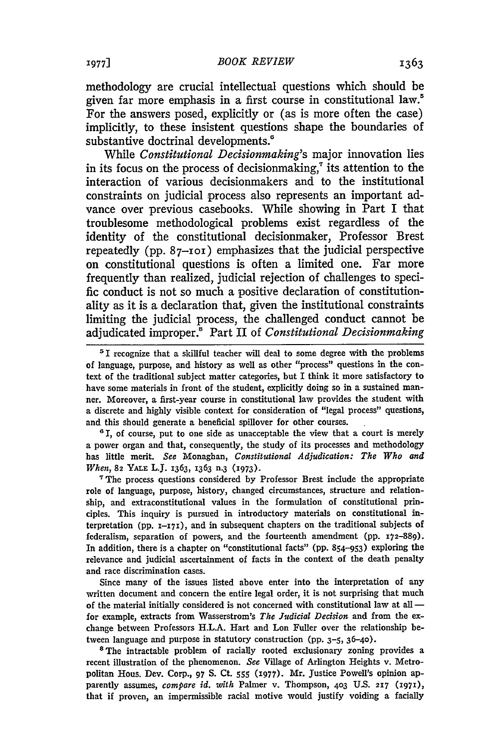methodology are crucial intellectual questions which should be given far more emphasis in a first course in constitutional law.[5] For the answers posed, explicitly or (as is more often the case) implicitly, to these insistent questions shape the boundaries of substantive doctrinal developments.[6]

While *Constitutional Decisionmaking*'s major innovation lies in its focus on the process of decisionmaking,[7] its attention to the interaction of various decisionmakers and to the institutional constraints on judicial process also represents an important advance over previous casebooks. While showing in Part I that troublesome methodological problems exist regardless of the identity of the constitutional decisionmaker, Professor Brest repeatedly (pp. 87–101) emphasizes that the judicial perspective on constitutional questions is often a limited one. Far more frequently than realized, judicial rejection of challenges to specific conduct is not so much a positive declaration of constitutionality as it is a declaration that, given the institutional constraints limiting the judicial process, the challenged conduct cannot be adjudicated improper.[8] Part II of *Constitutional Decisionmaking*

---

[5] I recognize that a skillful teacher will deal to some degree with the problems of language, purpose, and history as well as other "process" questions in the context of the traditional subject matter categories, but I think it more satisfactory to have some materials in front of the student, explicitly doing so in a sustained manner. Moreover, a first-year course in constitutional law provides the student with a discrete and highly visible context for consideration of "legal process" questions, and this should generate a beneficial spillover for other courses.

[6] I, of course, put to one side as unacceptable the view that a court is merely a power organ and that, consequently, the study of its processes and methodology has little merit. *See* Monaghan, *Constitutional Adjudication: The Who and When*, 82 YALE L.J. 1363, 1363 n.3 (1973).

[7] The process questions considered by Professor Brest include the appropriate role of language, purpose, history, changed circumstances, structure and relationship, and extraconstitutional values in the formulation of constitutional principles. This inquiry is pursued in introductory materials on constitutional interpretation (pp. 1–171), and in subsequent chapters on the traditional subjects of federalism, separation of powers, and the fourteenth amendment (pp. 172–889). In addition, there is a chapter on "constitutional facts" (pp. 854–953) exploring the relevance and judicial ascertainment of facts in the context of the death penalty and race discrimination cases.

Since many of the issues listed above enter into the interpretation of any written document and concern the entire legal order, it is not surprising that much of the material initially considered is not concerned with constitutional law at all — for example, extracts from Wasserstrom's *The Judicial Decision* and from the exchange between Professors H.L.A. Hart and Lon Fuller over the relationship between language and purpose in statutory construction (pp. 3–5, 36–40).

[8] The intractable problem of racially rooted exclusionary zoning provides a recent illustration of the phenomenon. *See* Village of Arlington Heights v. Metropolitan Hous. Dev. Corp., 97 S. Ct. 555 (1977). Mr. Justice Powell's opinion apparently assumes, *compare id. with* Palmer v. Thompson, 403 U.S. 217 (1971), that if proven, an impermissible racial motive would justify voiding a facially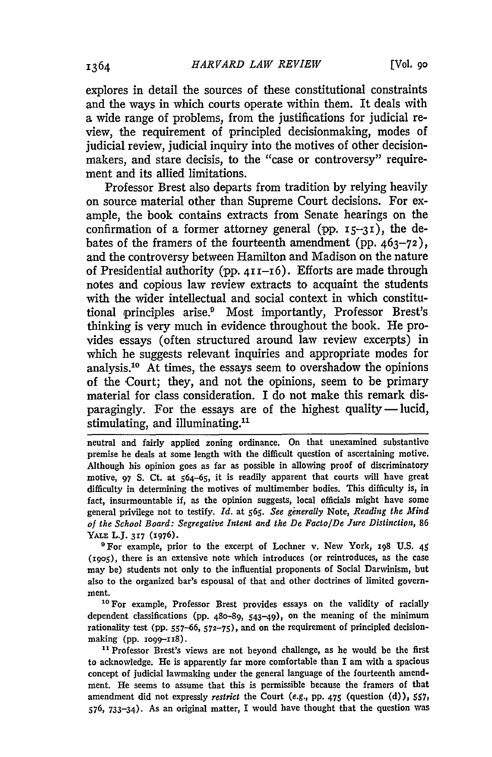explores in detail the sources of these constitutional constraints and the ways in which courts operate within them. It deals with a wide range of problems, from the justifications for judicial review, the requirement of principled decisionmaking, modes of judicial review, judicial inquiry into the motives of other decisionmakers, and stare decisis, to the "case or controversy" requirement and its allied limitations.

Professor Brest also departs from tradition by relying heavily on source material other than Supreme Court decisions. For example, the book contains extracts from Senate hearings on the confirmation of a former attorney general (pp. 15–31), the debates of the framers of the fourteenth amendment (pp. 463–72), and the controversy between Hamilton and Madison on the nature of Presidential authority (pp. 411–16). Efforts are made through notes and copious law review extracts to acquaint the students with the wider intellectual and social context in which constitutional principles arise.[9] Most importantly, Professor Brest's thinking is very much in evidence throughout the book. He provides essays (often structured around law review excerpts) in which he suggests relevant inquiries and appropriate modes for analysis.[10] At times, the essays seem to overshadow the opinions of the Court; they, and not the opinions, seem to be primary material for class consideration. I do not make this remark disparagingly. For the essays are of the highest quality — lucid, stimulating, and illuminating.[11]

---

neutral and fairly applied zoning ordinance. On that unexamined substantive premise he deals at some length with the difficult question of ascertaining motive. Although his opinion goes as far as possible in allowing proof of discriminatory motive, 97 S. Ct. at 564–65, it is readily apparent that courts will have great difficulty in determining the motives of multimember bodies. This difficulty is, in fact, insurmountable if, as the opinion suggests, local officials might have some general privilege not to testify. *Id.* at 565. *See generally* Note, *Reading the Mind of the School Board: Segregative Intent and the De Facto/De Jure Distinction*, 86 YALE L.J. 317 (1976).

[9] For example, prior to the excerpt of Lochner v. New York, 198 U.S. 45 (1905), there is an extensive note which introduces (or reintroduces, as the case may be) students not only to the influential proponents of Social Darwinism, but also to the organized bar's espousal of that and other doctrines of limited government.

[10] For example, Professor Brest provides essays on the validity of racially dependent classifications (pp. 480–89, 543–49), on the meaning of the minimum rationality test (pp. 557–66, 572–75), and on the requirement of principled decisionmaking (pp. 1099–118).

[11] Professor Brest's views are not beyond challenge, as he would be the first to acknowledge. He is apparently far more comfortable than I am with a spacious concept of judicial lawmaking under the general language of the fourteenth amendment. He seems to assume that this is permissible because the framers of that amendment did not expressly *restrict* the Court (*e.g.*, pp. 475 (question (d)), 557, 576, 733–34). As an original matter, I would have thought that the question was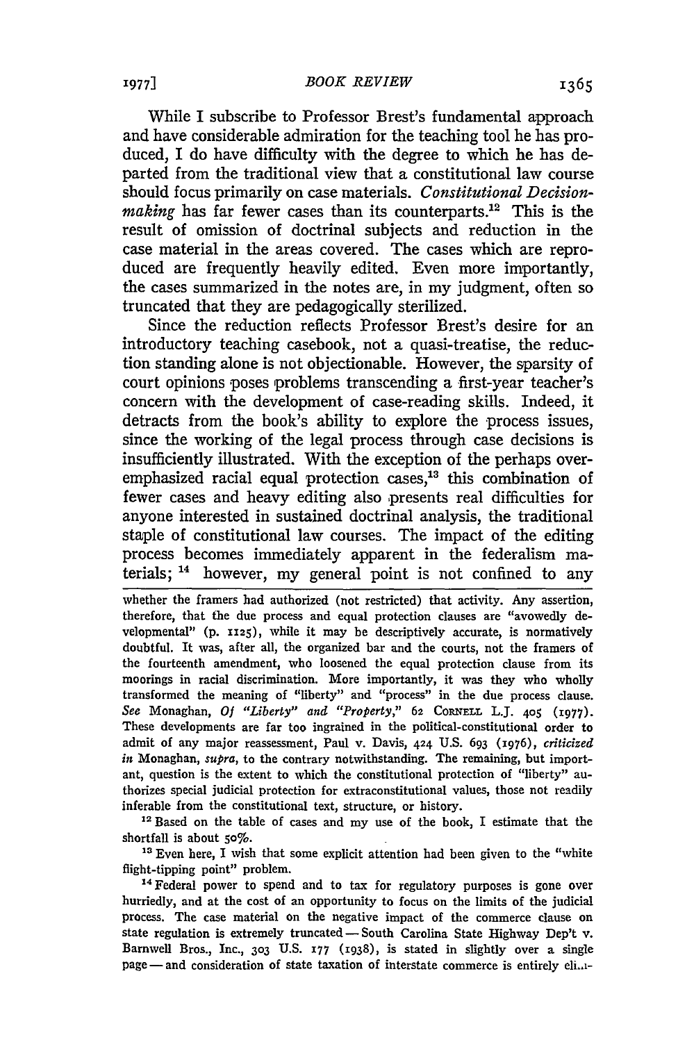While I subscribe to Professor Brest's fundamental approach and have considerable admiration for the teaching tool he has produced, I do have difficulty with the degree to which he has departed from the traditional view that a constitutional law course should focus primarily on case materials. *Constitutional Decisionmaking* has far fewer cases than its counterparts.[12] This is the result of omission of doctrinal subjects and reduction in the case material in the areas covered. The cases which are reproduced are frequently heavily edited. Even more importantly, the cases summarized in the notes are, in my judgment, often so truncated that they are pedagogically sterilized.

Since the reduction reflects Professor Brest's desire for an introductory teaching casebook, not a quasi-treatise, the reduction standing alone is not objectionable. However, the sparsity of court opinions poses problems transcending a first-year teacher's concern with the development of case-reading skills. Indeed, it detracts from the book's ability to explore the process issues, since the working of the legal process through case decisions is insufficiently illustrated. With the exception of the perhaps overemphasized racial equal protection cases,[13] this combination of fewer cases and heavy editing also presents real difficulties for anyone interested in sustained doctrinal analysis, the traditional staple of constitutional law courses. The impact of the editing process becomes immediately apparent in the federalism materials; [14] however, my general point is not confined to any

---

whether the framers had authorized (not restricted) that activity. Any assertion, therefore, that the due process and equal protection clauses are "avowedly developmental" (p. 1125), while it may be descriptively accurate, is normatively doubtful. It was, after all, the organized bar and the courts, not the framers of the fourteenth amendment, who loosened the equal protection clause from its moorings in racial discrimination. More importantly, it was they who wholly transformed the meaning of "liberty" and "process" in the due process clause. *See* Monaghan, *Of "Liberty" and "Property,"* 62 CORNELL L.J. 405 (1977). These developments are far too ingrained in the political-constitutional order to admit of any major reassessment, Paul v. Davis, 424 U.S. 693 (1976), *criticized in* Monaghan, *supra*, to the contrary notwithstanding. The remaining, but important, question is the extent to which the constitutional protection of "liberty" authorizes special judicial protection for extraconstitutional values, those not readily inferable from the constitutional text, structure, or history.

[12] Based on the table of cases and my use of the book, I estimate that the shortfall is about 50%.

[13] Even here, I wish that some explicit attention had been given to the "white flight-tipping point" problem.

[14] Federal power to spend and to tax for regulatory purposes is gone over hurriedly, and at the cost of an opportunity to focus on the limits of the judicial process. The case material on the negative impact of the commerce clause on state regulation is extremely truncated — South Carolina State Highway Dep't v. Barnwell Bros., Inc., 303 U.S. 177 (1938), is stated in slightly over a single page — and consideration of state taxation of interstate commerce is entirely eli-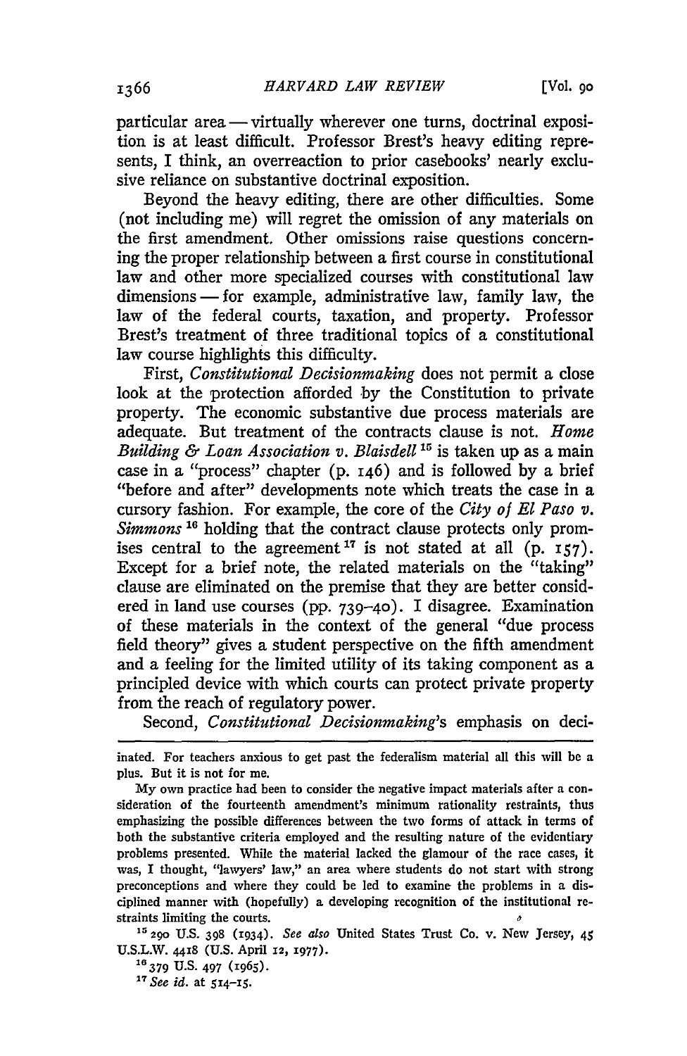particular area — virtually wherever one turns, doctrinal exposition is at least difficult. Professor Brest's heavy editing represents, I think, an overreaction to prior casebooks' nearly exclusive reliance on substantive doctrinal exposition.

Beyond the heavy editing, there are other difficulties. Some (not including me) will regret the omission of any materials on the first amendment. Other omissions raise questions concerning the proper relationship between a first course in constitutional law and other more specialized courses with constitutional law dimensions — for example, administrative law, family law, the law of the federal courts, taxation, and property. Professor Brest's treatment of three traditional topics of a constitutional law course highlights this difficulty.

First, *Constitutional Decisionmaking* does not permit a close look at the protection afforded by the Constitution to private property. The economic substantive due process materials are adequate. But treatment of the contracts clause is not. *Home Building & Loan Association v. Blaisdell* [15] is taken up as a main case in a "process" chapter (p. 146) and is followed by a brief "before and after" developments note which treats the case in a cursory fashion. For example, the core of the *City of El Paso v. Simmons* [16] holding that the contract clause protects only promises central to the agreement [17] is not stated at all (p. 157). Except for a brief note, the related materials on the "taking" clause are eliminated on the premise that they are better considered in land use courses (pp. 739–40). I disagree. Examination of these materials in the context of the general "due process field theory" gives a student perspective on the fifth amendment and a feeling for the limited utility of its taking component as a principled device with which courts can protect private property from the reach of regulatory power.

Second, *Constitutional Decisionmaking*'s emphasis on deci-

---

inated. For teachers anxious to get past the federalism material all this will be a plus. But it is not for me.

My own practice had been to consider the negative impact materials after a consideration of the fourteenth amendment's minimum rationality restraints, thus emphasizing the possible differences between the two forms of attack in terms of both the substantive criteria employed and the resulting nature of the evidentiary problems presented. While the material lacked the glamour of the race cases, it was, I thought, "lawyers' law," an area where students do not start with strong preconceptions and where they could be led to examine the problems in a disciplined manner with (hopefully) a developing recognition of the institutional restraints limiting the courts.

[15] 290 U.S. 398 (1934). *See also* United States Trust Co. v. New Jersey, 45 U.S.L.W. 4418 (U.S. April 12, 1977).

[16] 379 U.S. 497 (1965).

[17] *See id.* at 514–15.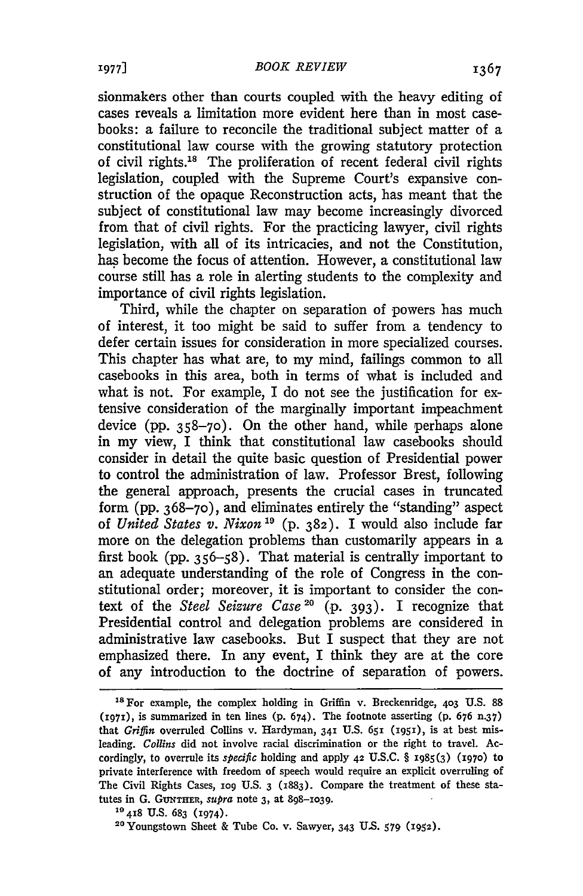sionmakers other than courts coupled with the heavy editing of cases reveals a limitation more evident here than in most casebooks: a failure to reconcile the traditional subject matter of a constitutional law course with the growing statutory protection of civil rights.[18] The proliferation of recent federal civil rights legislation, coupled with the Supreme Court's expansive construction of the opaque Reconstruction acts, has meant that the subject of constitutional law may become increasingly divorced from that of civil rights. For the practicing lawyer, civil rights legislation, with all of its intricacies, and not the Constitution, has become the focus of attention. However, a constitutional law course still has a role in alerting students to the complexity and importance of civil rights legislation.

Third, while the chapter on separation of powers has much of interest, it too might be said to suffer from a tendency to defer certain issues for consideration in more specialized courses. This chapter has what are, to my mind, failings common to all casebooks in this area, both in terms of what is included and what is not. For example, I do not see the justification for extensive consideration of the marginally important impeachment device (pp. 358–70). On the other hand, while perhaps alone in my view, I think that constitutional law casebooks should consider in detail the quite basic question of Presidential power to control the administration of law. Professor Brest, following the general approach, presents the crucial cases in truncated form (pp. 368–70), and eliminates entirely the "standing" aspect of *United States v. Nixon*[19] (p. 382). I would also include far more on the delegation problems than customarily appears in a first book (pp. 356–58). That material is centrally important to an adequate understanding of the role of Congress in the constitutional order; moreover, it is important to consider the context of the *Steel Seizure Case*[20] (p. 393). I recognize that Presidential control and delegation problems are considered in administrative law casebooks. But I suspect that they are not emphasized there. In any event, I think they are at the core of any introduction to the doctrine of separation of powers.

---

[18] For example, the complex holding in Griffin v. Breckenridge, 403 U.S. 88 (1971), is summarized in ten lines (p. 674). The footnote asserting (p. 676 n.37) that *Griffin* overruled Collins v. Hardyman, 341 U.S. 651 (1951), is at best misleading. *Collins* did not involve racial discrimination or the right to travel. Accordingly, to overrule its *specific* holding and apply 42 U.S.C. § 1985(3) (1970) to private interference with freedom of speech would require an explicit overruling of The Civil Rights Cases, 109 U.S. 3 (1883). Compare the treatment of these statutes in G. GUNTHER, *supra* note 3, at 898–1039.

[19] 418 U.S. 683 (1974).

[20] Youngstown Sheet & Tube Co. v. Sawyer, 343 U.S. 579 (1952).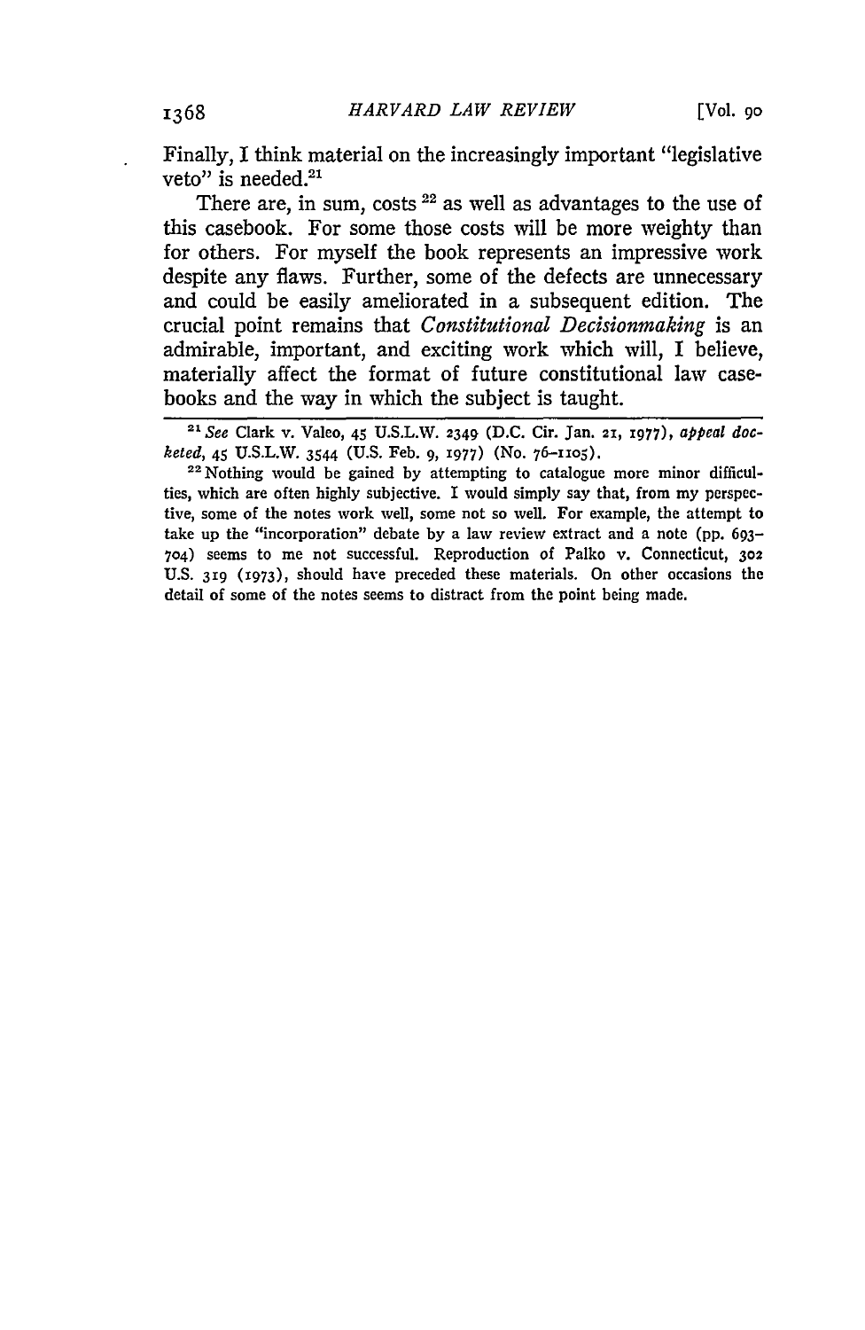Finally, I think material on the increasingly important "legislative veto" is needed.[21]

There are, in sum, costs [22] as well as advantages to the use of this casebook. For some those costs will be more weighty than for others. For myself the book represents an impressive work despite any flaws. Further, some of the defects are unnecessary and could be easily ameliorated in a subsequent edition. The crucial point remains that *Constitutional Decisionmaking* is an admirable, important, and exciting work which will, I believe, materially affect the format of future constitutional law casebooks and the way in which the subject is taught.

---

[21] *See* Clark v. Valeo, 45 U.S.L.W. 2349 (D.C. Cir. Jan. 21, 1977), *appeal docketed*, 45 U.S.L.W. 3544 (U.S. Feb. 9, 1977) (No. 76-1105).

[22] Nothing would be gained by attempting to catalogue more minor difficulties, which are often highly subjective. I would simply say that, from my perspective, some of the notes work well, some not so well. For example, the attempt to take up the "incorporation" debate by a law review extract and a note (pp. 693-704) seems to me not successful. Reproduction of Palko v. Connecticut, 302 U.S. 319 (1973), should have preceded these materials. On other occasions the detail of some of the notes seems to distract from the point being made.